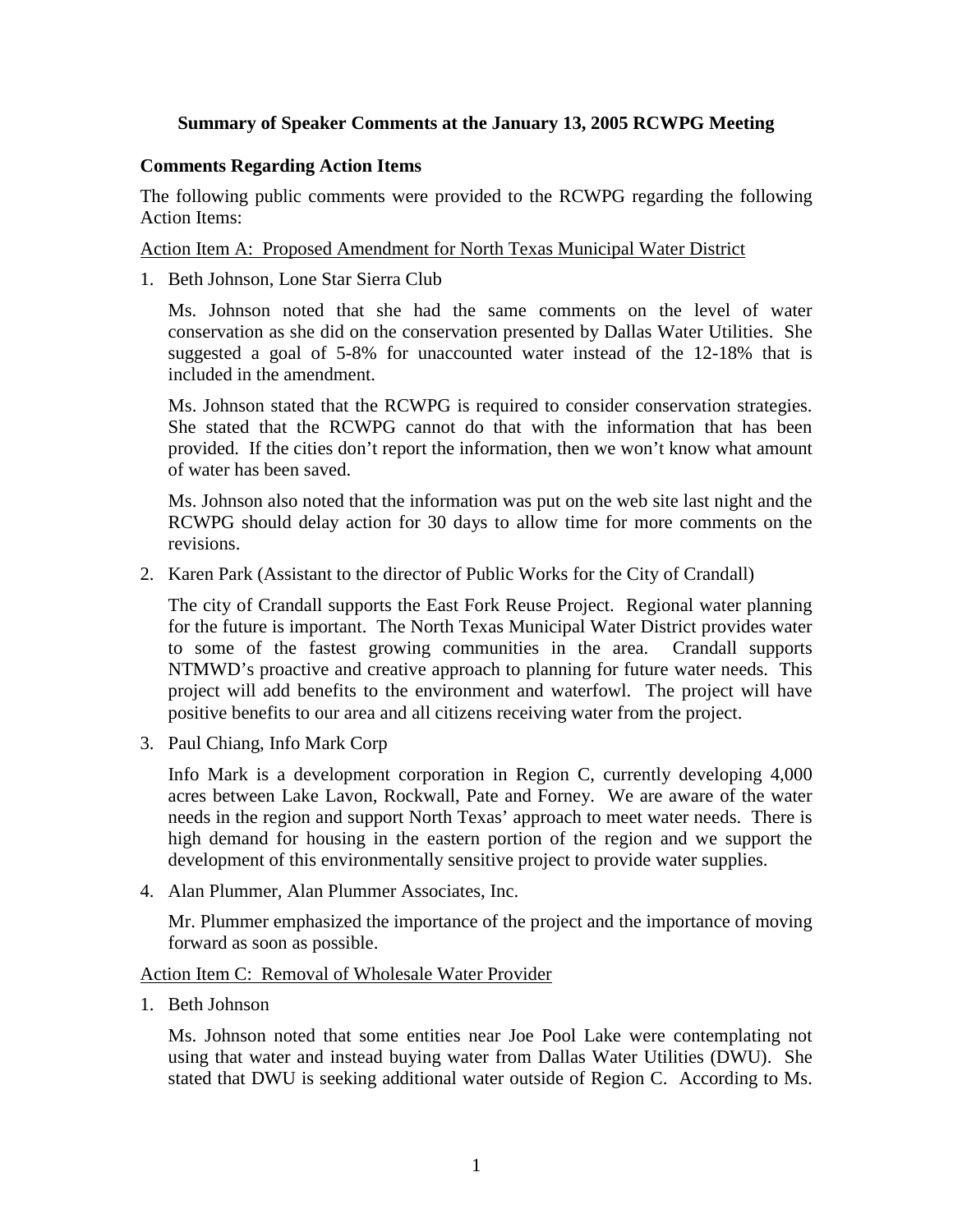# Summary of Speaker Comments at the January 13, 2005 RCWPG Meeting

## Comments Regarding Action Items

The following public comments were provided to the RCWPG regarding the following Action Items:

Action Item A: Proposed Amendment for North Texas Municipal Water District

1. Beth Johnson, Lone Star Sierra Club

   Ms. Johnson noted that she had the same comments on the level of water conservation as she did on the conservation presented by Dallas Water Utilities. She suggested a goal of 5-8% for unaccounted water instead of the 12-18% that is included in the amendment.

   Ms. Johnson stated that the RCWPG is required to consider conservation strategies. She stated that the RCWPG cannot do that with the information that has been provided. If the cities don't report the information, then we won't know what amount of water has been saved.

   Ms. Johnson also noted that the information was put on the web site last night and the RCWPG should delay action for 30 days to allow time for more comments on the revisions.

2. Karen Park (Assistant to the director of Public Works for the City of Crandall)

   The city of Crandall supports the East Fork Reuse Project. Regional water planning for the future is important. The North Texas Municipal Water District provides water to some of the fastest growing communities in the area. Crandall supports NTMWD's proactive and creative approach to planning for future water needs. This project will add benefits to the environment and waterfowl. The project will have positive benefits to our area and all citizens receiving water from the project.

3. Paul Chiang, Info Mark Corp

   Info Mark is a development corporation in Region C, currently developing 4,000 acres between Lake Lavon, Rockwall, Pate and Forney. We are aware of the water needs in the region and support North Texas' approach to meet water needs. There is high demand for housing in the eastern portion of the region and we support the development of this environmentally sensitive project to provide water supplies.

4. Alan Plummer, Alan Plummer Associates, Inc.

   Mr. Plummer emphasized the importance of the project and the importance of moving forward as soon as possible.

Action Item C: Removal of Wholesale Water Provider

1. Beth Johnson

   Ms. Johnson noted that some entities near Joe Pool Lake were contemplating not using that water and instead buying water from Dallas Water Utilities (DWU). She stated that DWU is seeking additional water outside of Region C. According to Ms.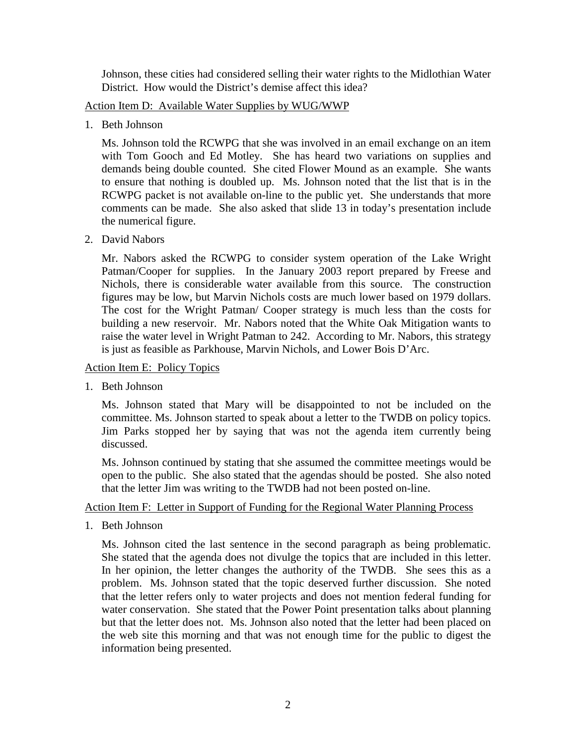Johnson, these cities had considered selling their water rights to the Midlothian Water District. How would the District's demise affect this idea?

Action Item D: Available Water Supplies by WUG/WWP

1. Beth Johnson

   Ms. Johnson told the RCWPG that she was involved in an email exchange on an item with Tom Gooch and Ed Motley. She has heard two variations on supplies and demands being double counted. She cited Flower Mound as an example. She wants to ensure that nothing is doubled up. Ms. Johnson noted that the list that is in the RCWPG packet is not available on-line to the public yet. She understands that more comments can be made. She also asked that slide 13 in today's presentation include the numerical figure.

2. David Nabors

   Mr. Nabors asked the RCWPG to consider system operation of the Lake Wright Patman/Cooper for supplies. In the January 2003 report prepared by Freese and Nichols, there is considerable water available from this source. The construction figures may be low, but Marvin Nichols costs are much lower based on 1979 dollars. The cost for the Wright Patman/ Cooper strategy is much less than the costs for building a new reservoir. Mr. Nabors noted that the White Oak Mitigation wants to raise the water level in Wright Patman to 242. According to Mr. Nabors, this strategy is just as feasible as Parkhouse, Marvin Nichols, and Lower Bois D'Arc.

Action Item E: Policy Topics

1. Beth Johnson

   Ms. Johnson stated that Mary will be disappointed to not be included on the committee. Ms. Johnson started to speak about a letter to the TWDB on policy topics. Jim Parks stopped her by saying that was not the agenda item currently being discussed.

   Ms. Johnson continued by stating that she assumed the committee meetings would be open to the public. She also stated that the agendas should be posted. She also noted that the letter Jim was writing to the TWDB had not been posted on-line.

Action Item F: Letter in Support of Funding for the Regional Water Planning Process

1. Beth Johnson

   Ms. Johnson cited the last sentence in the second paragraph as being problematic. She stated that the agenda does not divulge the topics that are included in this letter. In her opinion, the letter changes the authority of the TWDB. She sees this as a problem. Ms. Johnson stated that the topic deserved further discussion. She noted that the letter refers only to water projects and does not mention federal funding for water conservation. She stated that the Power Point presentation talks about planning but that the letter does not. Ms. Johnson also noted that the letter had been placed on the web site this morning and that was not enough time for the public to digest the information being presented.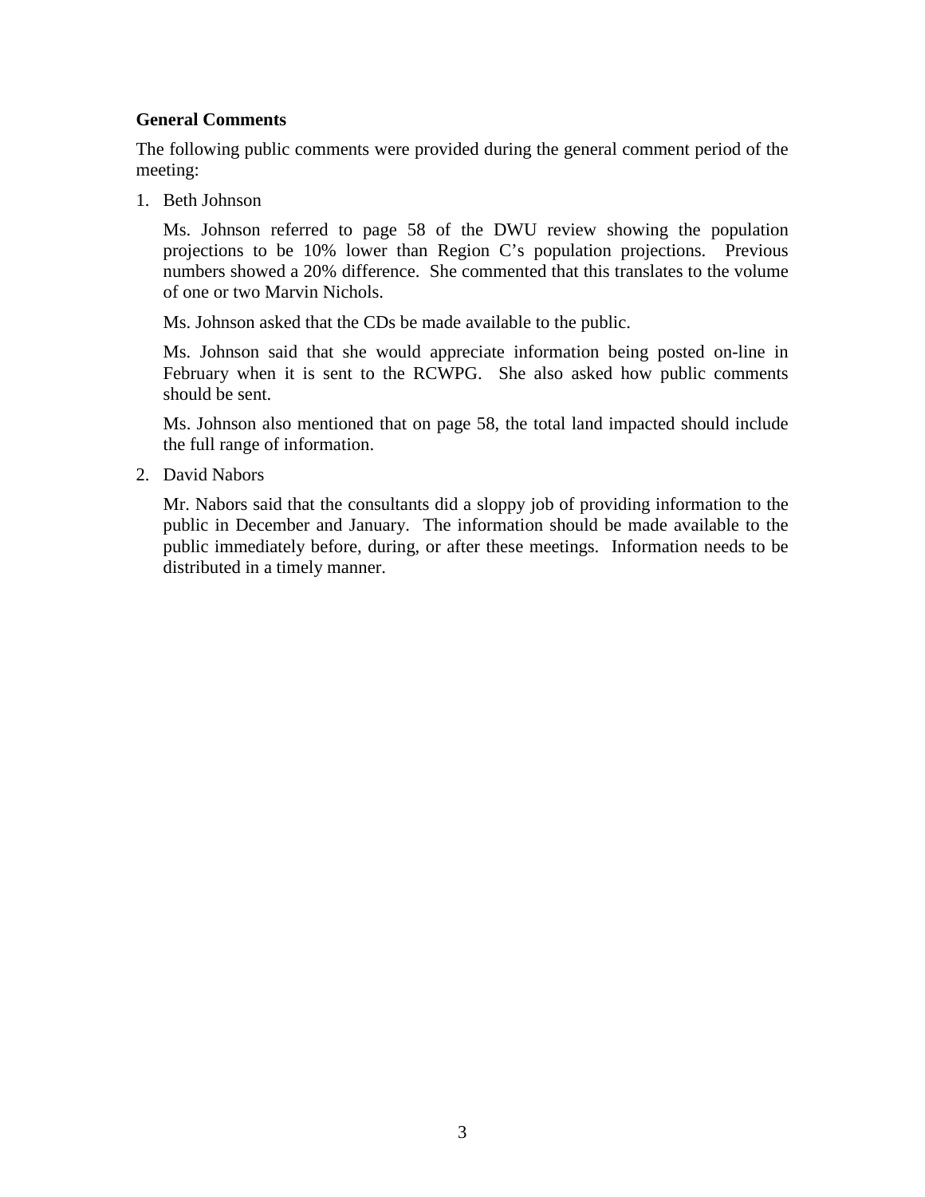**General Comments**

The following public comments were provided during the general comment period of the meeting:

1. Beth Johnson

   Ms. Johnson referred to page 58 of the DWU review showing the population projections to be 10% lower than Region C's population projections. Previous numbers showed a 20% difference. She commented that this translates to the volume of one or two Marvin Nichols.

   Ms. Johnson asked that the CDs be made available to the public.

   Ms. Johnson said that she would appreciate information being posted on-line in February when it is sent to the RCWPG. She also asked how public comments should be sent.

   Ms. Johnson also mentioned that on page 58, the total land impacted should include the full range of information.

2. David Nabors

   Mr. Nabors said that the consultants did a sloppy job of providing information to the public in December and January. The information should be made available to the public immediately before, during, or after these meetings. Information needs to be distributed in a timely manner.